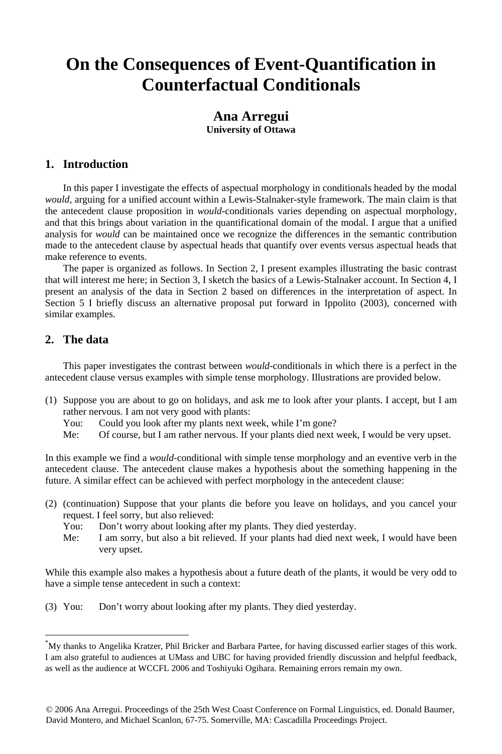# On the Consequences of Event-Quantification in Counterfactual Conditionals

**Ana Arregui**
**University of Ottawa**

## 1. Introduction

In this paper I investigate the effects of aspectual morphology in conditionals headed by the modal *would*, arguing for a unified account within a Lewis-Stalnaker-style framework. The main claim is that the antecedent clause proposition in *would*-conditionals varies depending on aspectual morphology, and that this brings about variation in the quantificational domain of the modal. I argue that a unified analysis for *would* can be maintained once we recognize the differences in the semantic contribution made to the antecedent clause by aspectual heads that quantify over events versus aspectual heads that make reference to events.

The paper is organized as follows. In Section 2, I present examples illustrating the basic contrast that will interest me here; in Section 3, I sketch the basics of a Lewis-Stalnaker account. In Section 4, I present an analysis of the data in Section 2 based on differences in the interpretation of aspect. In Section 5 I briefly discuss an alternative proposal put forward in Ippolito (2003), concerned with similar examples.

## 2. The data

This paper investigates the contrast between *would*-conditionals in which there is a perfect in the antecedent clause versus examples with simple tense morphology. Illustrations are provided below.

(1) Suppose you are about to go on holidays, and ask me to look after your plants. I accept, but I am rather nervous. I am not very good with plants:
    You: Could you look after my plants next week, while I'm gone?
    Me: Of course, but I am rather nervous. If your plants died next week, I would be very upset.

In this example we find a *would*-conditional with simple tense morphology and an eventive verb in the antecedent clause. The antecedent clause makes a hypothesis about the something happening in the future. A similar effect can be achieved with perfect morphology in the antecedent clause:

(2) (continuation) Suppose that your plants die before you leave on holidays, and you cancel your request. I feel sorry, but also relieved:
    You: Don't worry about looking after my plants. They died yesterday.
    Me: I am sorry, but also a bit relieved. If your plants had died next week, I would have been very upset.

While this example also makes a hypothesis about a future death of the plants, it would be very odd to have a simple tense antecedent in such a context:

(3) You: Don't worry about looking after my plants. They died yesterday.

---

*My thanks to Angelika Kratzer, Phil Bricker and Barbara Partee, for having discussed earlier stages of this work. I am also grateful to audiences at UMass and UBC for having provided friendly discussion and helpful feedback, as well as the audience at WCCFL 2006 and Toshiyuki Ogihara. Remaining errors remain my own.

© 2006 Ana Arregui. Proceedings of the 25th West Coast Conference on Formal Linguistics, ed. Donald Baumer, David Montero, and Michael Scanlon, 67-75. Somerville, MA: Cascadilla Proceedings Project.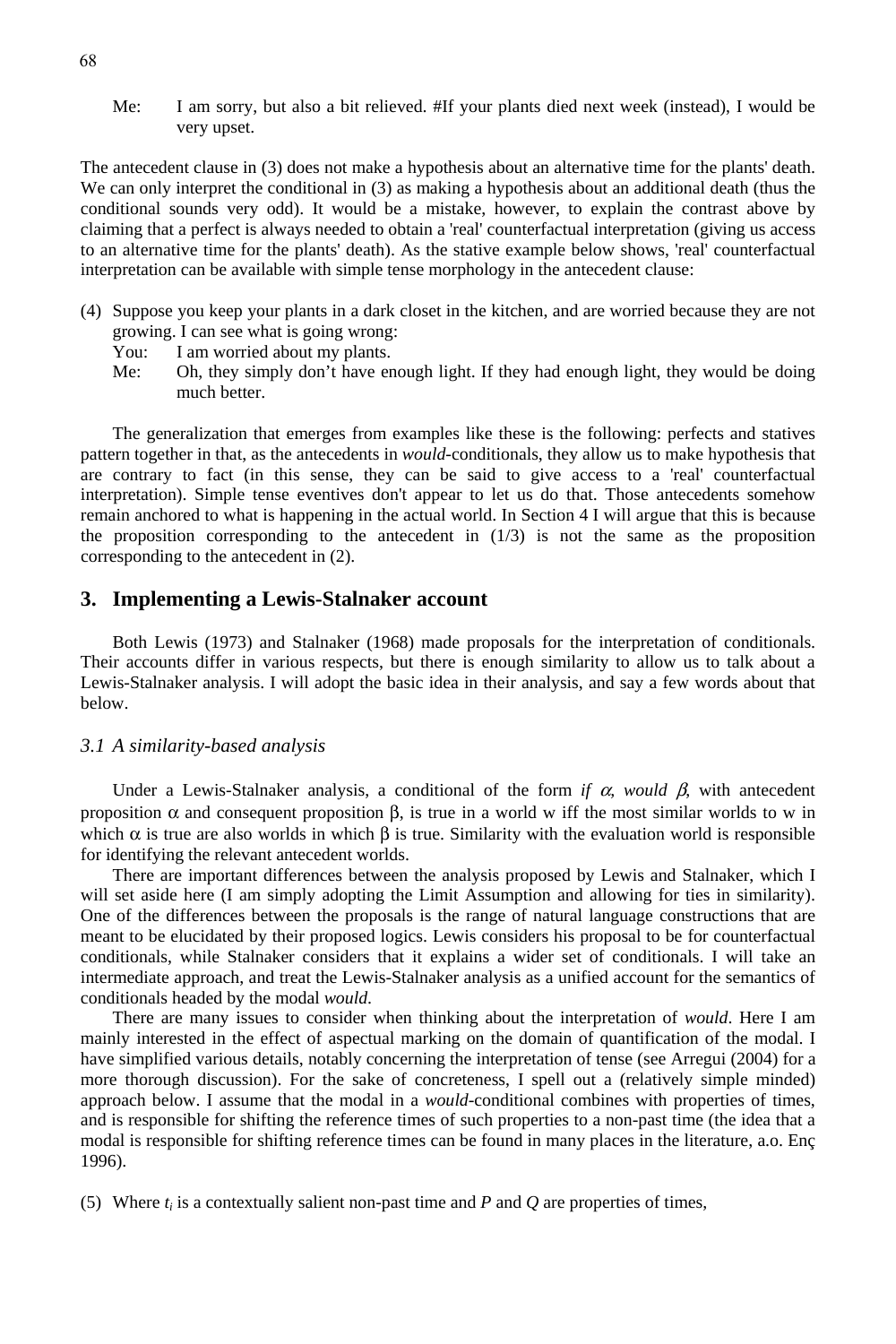Me: I am sorry, but also a bit relieved. #If your plants died next week (instead), I would be very upset.

The antecedent clause in (3) does not make a hypothesis about an alternative time for the plants' death. We can only interpret the conditional in (3) as making a hypothesis about an additional death (thus the conditional sounds very odd). It would be a mistake, however, to explain the contrast above by claiming that a perfect is always needed to obtain a 'real' counterfactual interpretation (giving us access to an alternative time for the plants' death). As the stative example below shows, 'real' counterfactual interpretation can be available with simple tense morphology in the antecedent clause:

(4) Suppose you keep your plants in a dark closet in the kitchen, and are worried because they are not growing. I can see what is going wrong:
You: I am worried about my plants.
Me: Oh, they simply don't have enough light. If they had enough light, they would be doing much better.

The generalization that emerges from examples like these is the following: perfects and statives pattern together in that, as the antecedents in *would*-conditionals, they allow us to make hypothesis that are contrary to fact (in this sense, they can be said to give access to a 'real' counterfactual interpretation). Simple tense eventives don't appear to let us do that. Those antecedents somehow remain anchored to what is happening in the actual world. In Section 4 I will argue that this is because the proposition corresponding to the antecedent in (1/3) is not the same as the proposition corresponding to the antecedent in (2).

## 3. Implementing a Lewis-Stalnaker account

Both Lewis (1973) and Stalnaker (1968) made proposals for the interpretation of conditionals. Their accounts differ in various respects, but there is enough similarity to allow us to talk about a Lewis-Stalnaker analysis. I will adopt the basic idea in their analysis, and say a few words about that below.

### *3.1 A similarity-based analysis*

Under a Lewis-Stalnaker analysis, a conditional of the form *if* $\alpha$, *would* $\beta$, with antecedent proposition $\alpha$ and consequent proposition $\beta$, is true in a world w iff the most similar worlds to w in which $\alpha$ is true are also worlds in which $\beta$ is true. Similarity with the evaluation world is responsible for identifying the relevant antecedent worlds.

There are important differences between the analysis proposed by Lewis and Stalnaker, which I will set aside here (I am simply adopting the Limit Assumption and allowing for ties in similarity). One of the differences between the proposals is the range of natural language constructions that are meant to be elucidated by their proposed logics. Lewis considers his proposal to be for counterfactual conditionals, while Stalnaker considers that it explains a wider set of conditionals. I will take an intermediate approach, and treat the Lewis-Stalnaker analysis as a unified account for the semantics of conditionals headed by the modal *would*.

There are many issues to consider when thinking about the interpretation of *would*. Here I am mainly interested in the effect of aspectual marking on the domain of quantification of the modal. I have simplified various details, notably concerning the interpretation of tense (see Arregui (2004) for a more thorough discussion). For the sake of concreteness, I spell out a (relatively simple minded) approach below. I assume that the modal in a *would*-conditional combines with properties of times, and is responsible for shifting the reference times of such properties to a non-past time (the idea that a modal is responsible for shifting reference times can be found in many places in the literature, a.o. Enç 1996).

(5) Where $t_i$ is a contextually salient non-past time and *P* and *Q* are properties of times,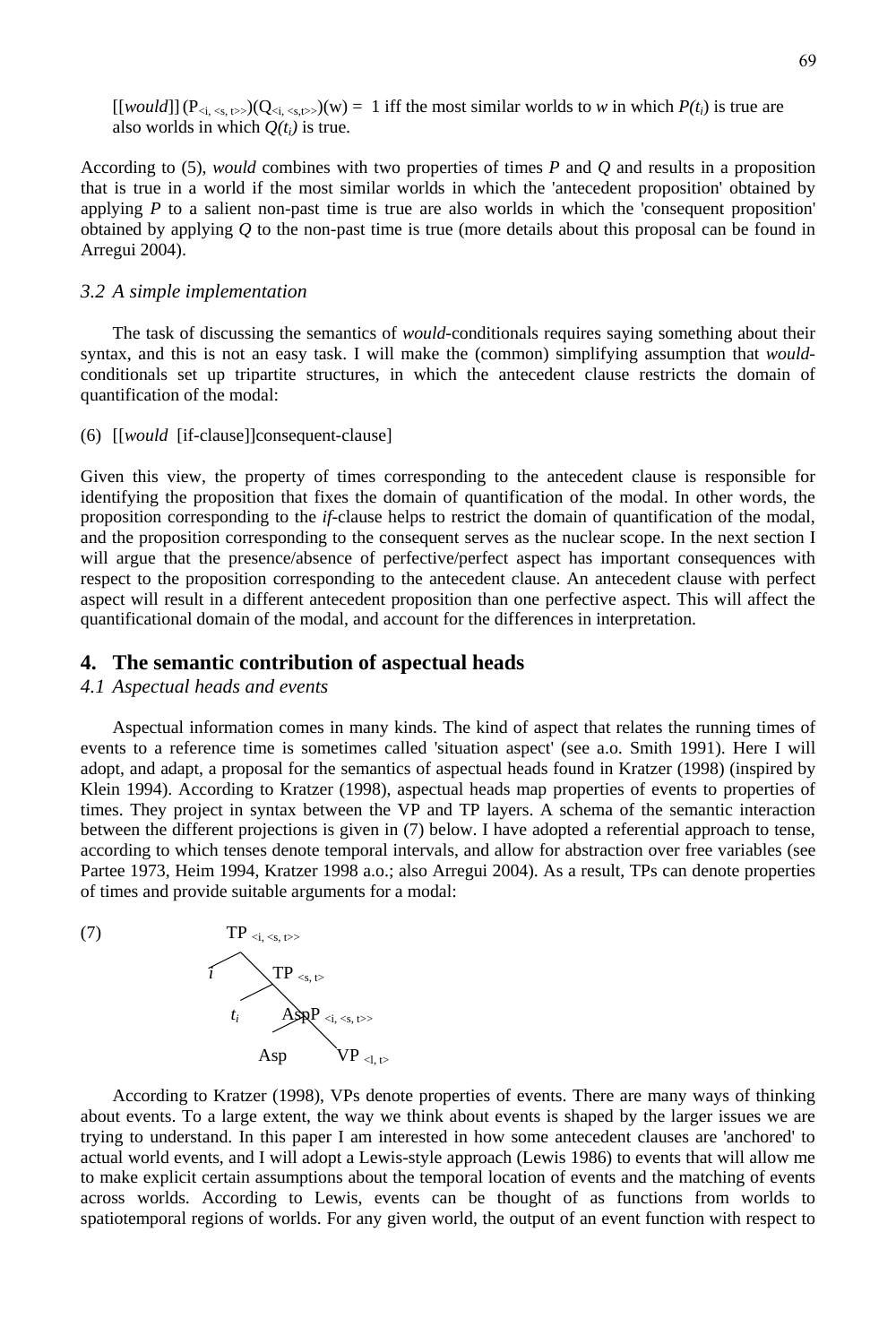$[[would]](P_{<i, <s, t>>})(Q_{<i, <s,t>>})(w) =$ 1 iff the most similar worlds to *w* in which $P(t_i)$ is true are also worlds in which $Q(t_i)$ is true.

According to (5), *would* combines with two properties of times *P* and *Q* and results in a proposition that is true in a world if the most similar worlds in which the 'antecedent proposition' obtained by applying *P* to a salient non-past time is true are also worlds in which the 'consequent proposition' obtained by applying *Q* to the non-past time is true (more details about this proposal can be found in Arregui 2004).

### *3.2 A simple implementation*

The task of discussing the semantics of *would*-conditionals requires saying something about their syntax, and this is not an easy task. I will make the (common) simplifying assumption that *would*-conditionals set up tripartite structures, in which the antecedent clause restricts the domain of quantification of the modal:

(6) [[*would* [if-clause]]consequent-clause]

Given this view, the property of times corresponding to the antecedent clause is responsible for identifying the proposition that fixes the domain of quantification of the modal. In other words, the proposition corresponding to the *if*-clause helps to restrict the domain of quantification of the modal, and the proposition corresponding to the consequent serves as the nuclear scope. In the next section I will argue that the presence/absence of perfective/perfect aspect has important consequences with respect to the proposition corresponding to the antecedent clause. An antecedent clause with perfect aspect will result in a different antecedent proposition than one perfective aspect. This will affect the quantificational domain of the modal, and account for the differences in interpretation.

## 4. The semantic contribution of aspectual heads

### *4.1 Aspectual heads and events*

Aspectual information comes in many kinds. The kind of aspect that relates the running times of events to a reference time is sometimes called 'situation aspect' (see a.o. Smith 1991). Here I will adopt, and adapt, a proposal for the semantics of aspectual heads found in Kratzer (1998) (inspired by Klein 1994). According to Kratzer (1998), aspectual heads map properties of events to properties of times. They project in syntax between the VP and TP layers. A schema of the semantic interaction between the different projections is given in (7) below. I have adopted a referential approach to tense, according to which tenses denote temporal intervals, and allow for abstraction over free variables (see Partee 1973, Heim 1994, Kratzer 1998 a.o.; also Arregui 2004). As a result, TPs can denote properties of times and provide suitable arguments for a modal:

(7) $[_{TP_{<i,<s,t>>}}\ i\ [_{TP_{<s,t>}}\ t_i\ [_{AspP_{<i,<s,t>>}}\ \text{Asp}\ \text{VP}_{<l,t>}]]]$

According to Kratzer (1998), VPs denote properties of events. There are many ways of thinking about events. To a large extent, the way we think about events is shaped by the larger issues we are trying to understand. In this paper I am interested in how some antecedent clauses are 'anchored' to actual world events, and I will adopt a Lewis-style approach (Lewis 1986) to events that will allow me to make explicit certain assumptions about the temporal location of events and the matching of events across worlds. According to Lewis, events can be thought of as functions from worlds to spatiotemporal regions of worlds. For any given world, the output of an event function with respect to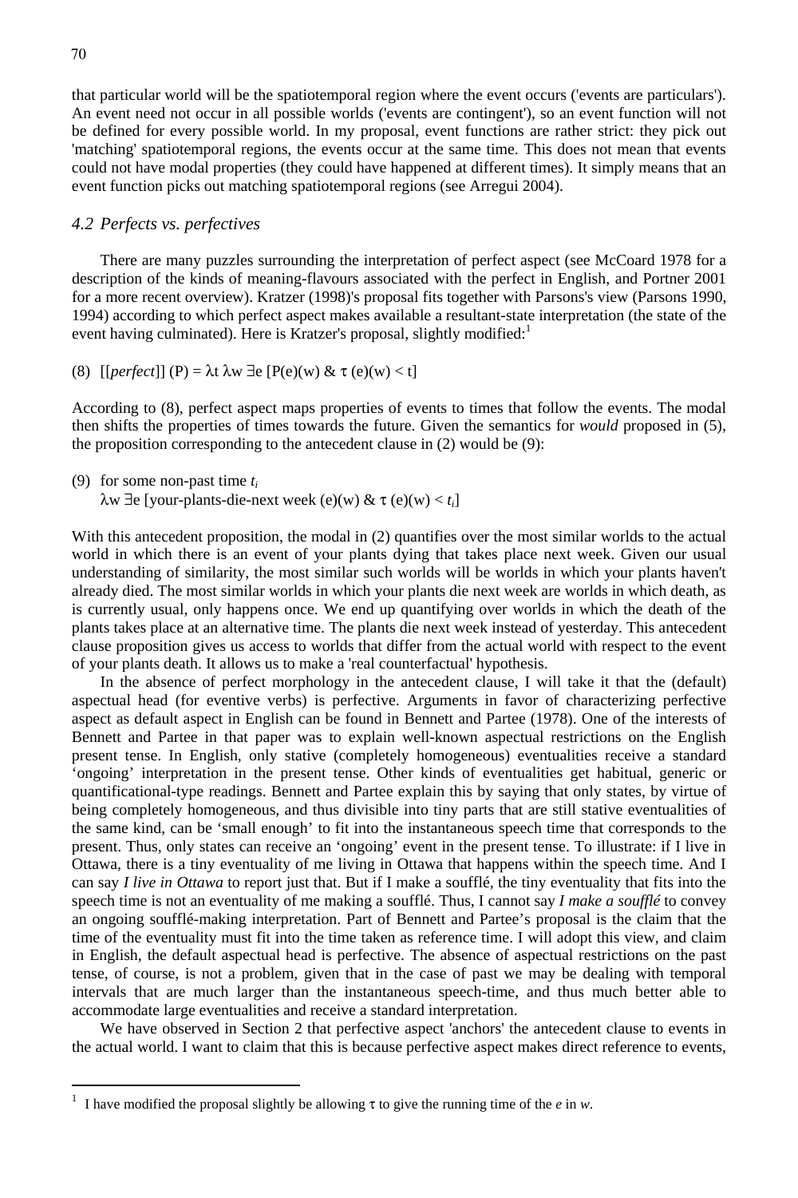that particular world will be the spatiotemporal region where the event occurs ('events are particulars'). An event need not occur in all possible worlds ('events are contingent'), so an event function will not be defined for every possible world. In my proposal, event functions are rather strict: they pick out 'matching' spatiotemporal regions, the events occur at the same time. This does not mean that events could not have modal properties (they could have happened at different times). It simply means that an event function picks out matching spatiotemporal regions (see Arregui 2004).

### 4.2 Perfects vs. perfectives

There are many puzzles surrounding the interpretation of perfect aspect (see McCoard 1978 for a description of the kinds of meaning-flavours associated with the perfect in English, and Portner 2001 for a more recent overview). Kratzer (1998)'s proposal fits together with Parsons's view (Parsons 1990, 1994) according to which perfect aspect makes available a resultant-state interpretation (the state of the event having culminated). Here is Kratzer's proposal, slightly modified:[1]

(8) $[[perfect]]\,(P) = \lambda t\ \lambda w\ \exists e\ [P(e)(w)\ \&\ \tau\,(e)(w) < t]$

According to (8), perfect aspect maps properties of events to times that follow the events. The modal then shifts the properties of times towards the future. Given the semantics for *would* proposed in (5), the proposition corresponding to the antecedent clause in (2) would be (9):

(9) for some non-past time $t_i$
$\lambda w\ \exists e\ [\text{your-plants-die-next week}\ (e)(w)\ \&\ \tau\,(e)(w) < t_i]$

With this antecedent proposition, the modal in (2) quantifies over the most similar worlds to the actual world in which there is an event of your plants dying that takes place next week. Given our usual understanding of similarity, the most similar such worlds will be worlds in which your plants haven't already died. The most similar worlds in which your plants die next week are worlds in which death, as is currently usual, only happens once. We end up quantifying over worlds in which the death of the plants takes place at an alternative time. The plants die next week instead of yesterday. This antecedent clause proposition gives us access to worlds that differ from the actual world with respect to the event of your plants death. It allows us to make a 'real counterfactual' hypothesis.

In the absence of perfect morphology in the antecedent clause, I will take it that the (default) aspectual head (for eventive verbs) is perfective. Arguments in favor of characterizing perfective aspect as default aspect in English can be found in Bennett and Partee (1978). One of the interests of Bennett and Partee in that paper was to explain well-known aspectual restrictions on the English present tense. In English, only stative (completely homogeneous) eventualities receive a standard 'ongoing' interpretation in the present tense. Other kinds of eventualities get habitual, generic or quantificational-type readings. Bennett and Partee explain this by saying that only states, by virtue of being completely homogeneous, and thus divisible into tiny parts that are still stative eventualities of the same kind, can be 'small enough' to fit into the instantaneous speech time that corresponds to the present. Thus, only states can receive an 'ongoing' event in the present tense. To illustrate: if I live in Ottawa, there is a tiny eventuality of me living in Ottawa that happens within the speech time. And I can say *I live in Ottawa* to report just that. But if I make a soufflé, the tiny eventuality that fits into the speech time is not an eventuality of me making a soufflé. Thus, I cannot say *I make a soufflé* to convey an ongoing soufflé-making interpretation. Part of Bennett and Partee's proposal is the claim that the time of the eventuality must fit into the time taken as reference time. I will adopt this view, and claim in English, the default aspectual head is perfective. The absence of aspectual restrictions on the past tense, of course, is not a problem, given that in the case of past we may be dealing with temporal intervals that are much larger than the instantaneous speech-time, and thus much better able to accommodate large eventualities and receive a standard interpretation.

We have observed in Section 2 that perfective aspect 'anchors' the antecedent clause to events in the actual world. I want to claim that this is because perfective aspect makes direct reference to events,

[1] I have modified the proposal slightly be allowing $\tau$ to give the running time of the *e* in *w*.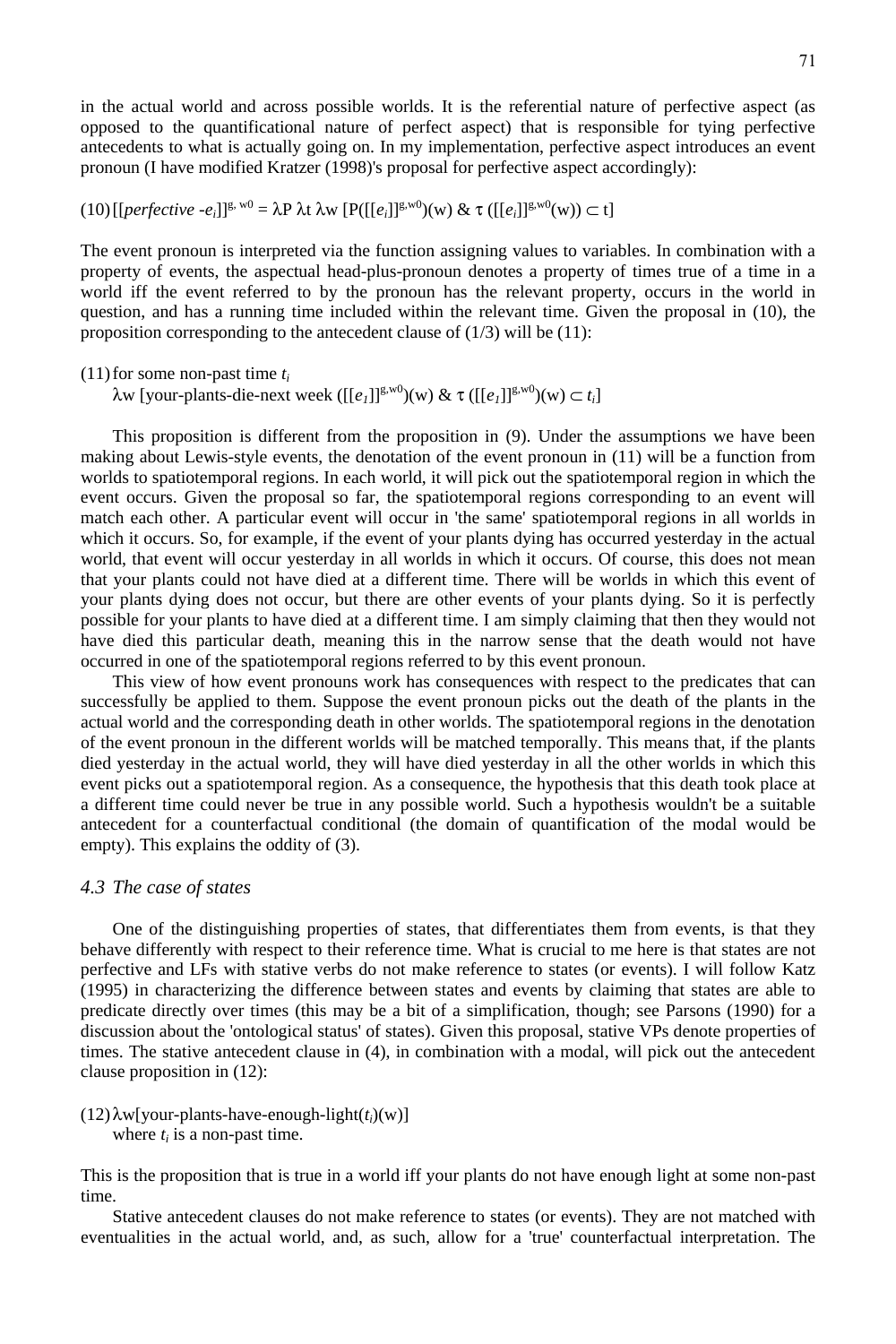in the actual world and across possible worlds. It is the referential nature of perfective aspect (as opposed to the quantificational nature of perfect aspect) that is responsible for tying perfective antecedents to what is actually going on. In my implementation, perfective aspect introduces an event pronoun (I have modified Kratzer (1998)'s proposal for perfective aspect accordingly):

(10) $[[perfective\text{-}e_i]]^{g,\,w0} = \lambda P\ \lambda t\ \lambda w\ [P([[e_i]]^{g,w0})(w)\ \&\ \tau\ ([[e_i]]^{g,w0}(w)) \subset t]$

The event pronoun is interpreted via the function assigning values to variables. In combination with a property of events, the aspectual head-plus-pronoun denotes a property of times true of a time in a world iff the event referred to by the pronoun has the relevant property, occurs in the world in question, and has a running time included within the relevant time. Given the proposal in (10), the proposition corresponding to the antecedent clause of (1/3) will be (11):

(11) for some non-past time $t_i$
$\lambda w$ [your-plants-die-next week $([[e_1]]^{g,w0})(w)\ \&\ \tau\ ([[e_1]]^{g,w0})(w) \subset t_i]$

This proposition is different from the proposition in (9). Under the assumptions we have been making about Lewis-style events, the denotation of the event pronoun in (11) will be a function from worlds to spatiotemporal regions. In each world, it will pick out the spatiotemporal region in which the event occurs. Given the proposal so far, the spatiotemporal regions corresponding to an event will match each other. A particular event will occur in 'the same' spatiotemporal regions in all worlds in which it occurs. So, for example, if the event of your plants dying has occurred yesterday in the actual world, that event will occur yesterday in all worlds in which it occurs. Of course, this does not mean that your plants could not have died at a different time. There will be worlds in which this event of your plants dying does not occur, but there are other events of your plants dying. So it is perfectly possible for your plants to have died at a different time. I am simply claiming that then they would not have died this particular death, meaning this in the narrow sense that the death would not have occurred in one of the spatiotemporal regions referred to by this event pronoun.

This view of how event pronouns work has consequences with respect to the predicates that can successfully be applied to them. Suppose the event pronoun picks out the death of the plants in the actual world and the corresponding death in other worlds. The spatiotemporal regions in the denotation of the event pronoun in the different worlds will be matched temporally. This means that, if the plants died yesterday in the actual world, they will have died yesterday in all the other worlds in which this event picks out a spatiotemporal region. As a consequence, the hypothesis that this death took place at a different time could never be true in any possible world. Such a hypothesis wouldn't be a suitable antecedent for a counterfactual conditional (the domain of quantification of the modal would be empty). This explains the oddity of (3).

### *4.3 The case of states*

One of the distinguishing properties of states, that differentiates them from events, is that they behave differently with respect to their reference time. What is crucial to me here is that states are not perfective and LFs with stative verbs do not make reference to states (or events). I will follow Katz (1995) in characterizing the difference between states and events by claiming that states are able to predicate directly over times (this may be a bit of a simplification, though; see Parsons (1990) for a discussion about the 'ontological status' of states). Given this proposal, stative VPs denote properties of times. The stative antecedent clause in (4), in combination with a modal, will pick out the antecedent clause proposition in (12):

(12) $\lambda w$[your-plants-have-enough-light$(t_i)(w)$]
where $t_i$ is a non-past time.

This is the proposition that is true in a world iff your plants do not have enough light at some non-past time.

Stative antecedent clauses do not make reference to states (or events). They are not matched with eventualities in the actual world, and, as such, allow for a 'true' counterfactual interpretation. The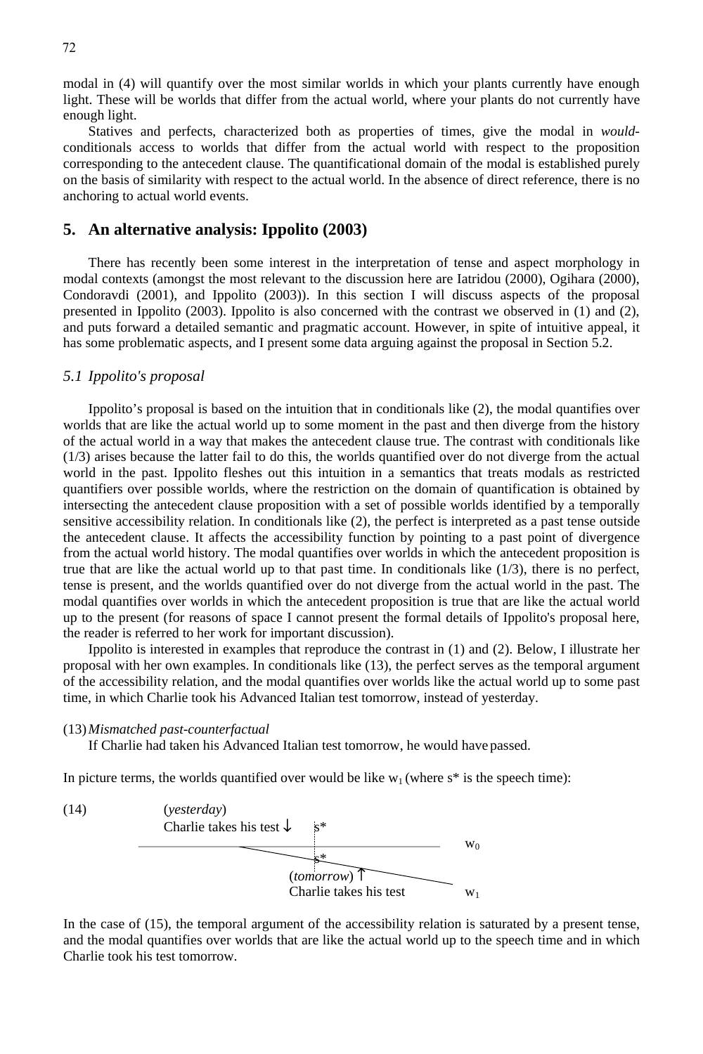modal in (4) will quantify over the most similar worlds in which your plants currently have enough light. These will be worlds that differ from the actual world, where your plants do not currently have enough light.

Statives and perfects, characterized both as properties of times, give the modal in *would*-conditionals access to worlds that differ from the actual world with respect to the proposition corresponding to the antecedent clause. The quantificational domain of the modal is established purely on the basis of similarity with respect to the actual world. In the absence of direct reference, there is no anchoring to actual world events.

## 5. An alternative analysis: Ippolito (2003)

There has recently been some interest in the interpretation of tense and aspect morphology in modal contexts (amongst the most relevant to the discussion here are Iatridou (2000), Ogihara (2000), Condoravdi (2001), and Ippolito (2003)). In this section I will discuss aspects of the proposal presented in Ippolito (2003). Ippolito is also concerned with the contrast we observed in (1) and (2), and puts forward a detailed semantic and pragmatic account. However, in spite of intuitive appeal, it has some problematic aspects, and I present some data arguing against the proposal in Section 5.2.

### *5.1 Ippolito's proposal*

Ippolito's proposal is based on the intuition that in conditionals like (2), the modal quantifies over worlds that are like the actual world up to some moment in the past and then diverge from the history of the actual world in a way that makes the antecedent clause true. The contrast with conditionals like (1/3) arises because the latter fail to do this, the worlds quantified over do not diverge from the actual world in the past. Ippolito fleshes out this intuition in a semantics that treats modals as restricted quantifiers over possible worlds, where the restriction on the domain of quantification is obtained by intersecting the antecedent clause proposition with a set of possible worlds identified by a temporally sensitive accessibility relation. In conditionals like (2), the perfect is interpreted as a past tense outside the antecedent clause. It affects the accessibility function by pointing to a past point of divergence from the actual world history. The modal quantifies over worlds in which the antecedent proposition is true that are like the actual world up to that past time. In conditionals like (1/3), there is no perfect, tense is present, and the worlds quantified over do not diverge from the actual world in the past. The modal quantifies over worlds in which the antecedent proposition is true that are like the actual world up to the present (for reasons of space I cannot present the formal details of Ippolito's proposal here, the reader is referred to her work for important discussion).

Ippolito is interested in examples that reproduce the contrast in (1) and (2). Below, I illustrate her proposal with her own examples. In conditionals like (13), the perfect serves as the temporal argument of the accessibility relation, and the modal quantifies over worlds like the actual world up to some past time, in which Charlie took his Advanced Italian test tomorrow, instead of yesterday.

(13) *Mismatched past-counterfactual*
If Charlie had taken his Advanced Italian test tomorrow, he would have passed.

In picture terms, the worlds quantified over would be like $w_1$ (where s* is the speech time):

(14) (*yesterday*)
Charlie takes his test ↓ s* $w_0$
s*
(*tomorrow*) ↑
Charlie takes his test $w_1$

In the case of (15), the temporal argument of the accessibility relation is saturated by a present tense, and the modal quantifies over worlds that are like the actual world up to the speech time and in which Charlie took his test tomorrow.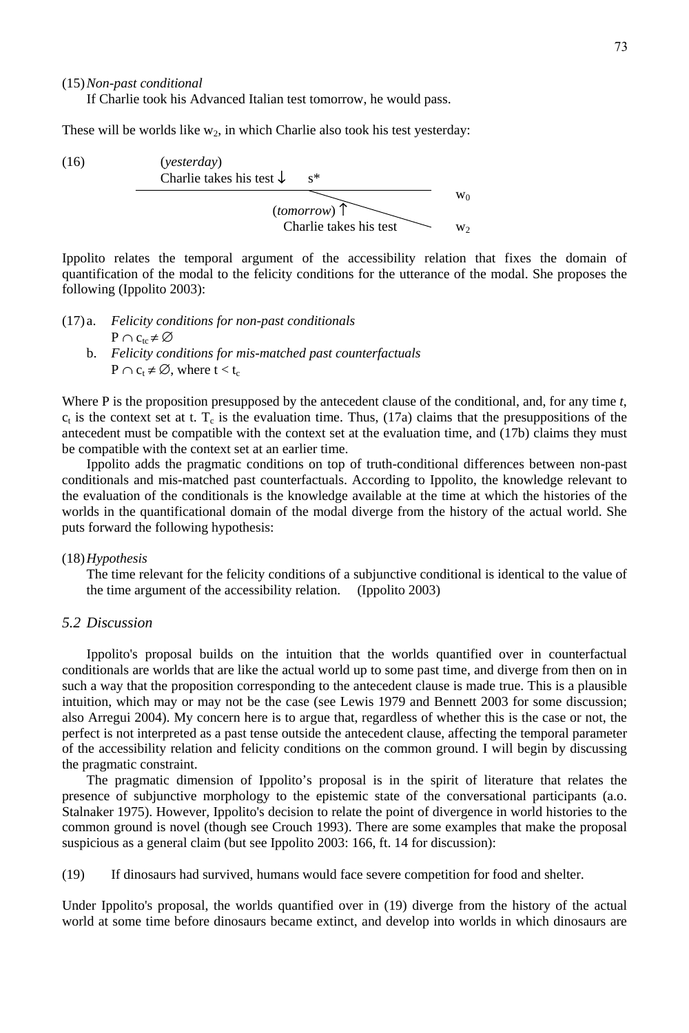(15) *Non-past conditional*

If Charlie took his Advanced Italian test tomorrow, he would pass.

These will be worlds like $w_2$, in which Charlie also took his test yesterday:

(16)
```
        (yesterday)
        Charlie takes his test ↓      s*
      ______________________________________
                                              w0
                     (tomorrow) ↑   \
                       Charlie takes his test    w2
```

Ippolito relates the temporal argument of the accessibility relation that fixes the domain of quantification of the modal to the felicity conditions for the utterance of the modal. She proposes the following (Ippolito 2003):

(17) a. *Felicity conditions for non-past conditionals*

$P \cap c_{tc} \neq \emptyset$

b. *Felicity conditions for mis-matched past counterfactuals*

$P \cap c_t \neq \emptyset$, where $t < t_c$

Where P is the proposition presupposed by the antecedent clause of the conditional, and, for any time *t*, $c_t$ is the context set at t. $T_c$ is the evaluation time. Thus, (17a) claims that the presuppositions of the antecedent must be compatible with the context set at the evaluation time, and (17b) claims they must be compatible with the context set at an earlier time.

Ippolito adds the pragmatic conditions on top of truth-conditional differences between non-past conditionals and mis-matched past counterfactuals. According to Ippolito, the knowledge relevant to the evaluation of the conditionals is the knowledge available at the time at which the histories of the worlds in the quantificational domain of the modal diverge from the history of the actual world. She puts forward the following hypothesis:

(18) *Hypothesis*

The time relevant for the felicity conditions of a subjunctive conditional is identical to the value of the time argument of the accessibility relation. (Ippolito 2003)

### *5.2 Discussion*

Ippolito's proposal builds on the intuition that the worlds quantified over in counterfactual conditionals are worlds that are like the actual world up to some past time, and diverge from then on in such a way that the proposition corresponding to the antecedent clause is made true. This is a plausible intuition, which may or may not be the case (see Lewis 1979 and Bennett 2003 for some discussion; also Arregui 2004). My concern here is to argue that, regardless of whether this is the case or not, the perfect is not interpreted as a past tense outside the antecedent clause, affecting the temporal parameter of the accessibility relation and felicity conditions on the common ground. I will begin by discussing the pragmatic constraint.

The pragmatic dimension of Ippolito's proposal is in the spirit of literature that relates the presence of subjunctive morphology to the epistemic state of the conversational participants (a.o. Stalnaker 1975). However, Ippolito's decision to relate the point of divergence in world histories to the common ground is novel (though see Crouch 1993). There are some examples that make the proposal suspicious as a general claim (but see Ippolito 2003: 166, ft. 14 for discussion):

(19) If dinosaurs had survived, humans would face severe competition for food and shelter.

Under Ippolito's proposal, the worlds quantified over in (19) diverge from the history of the actual world at some time before dinosaurs became extinct, and develop into worlds in which dinosaurs are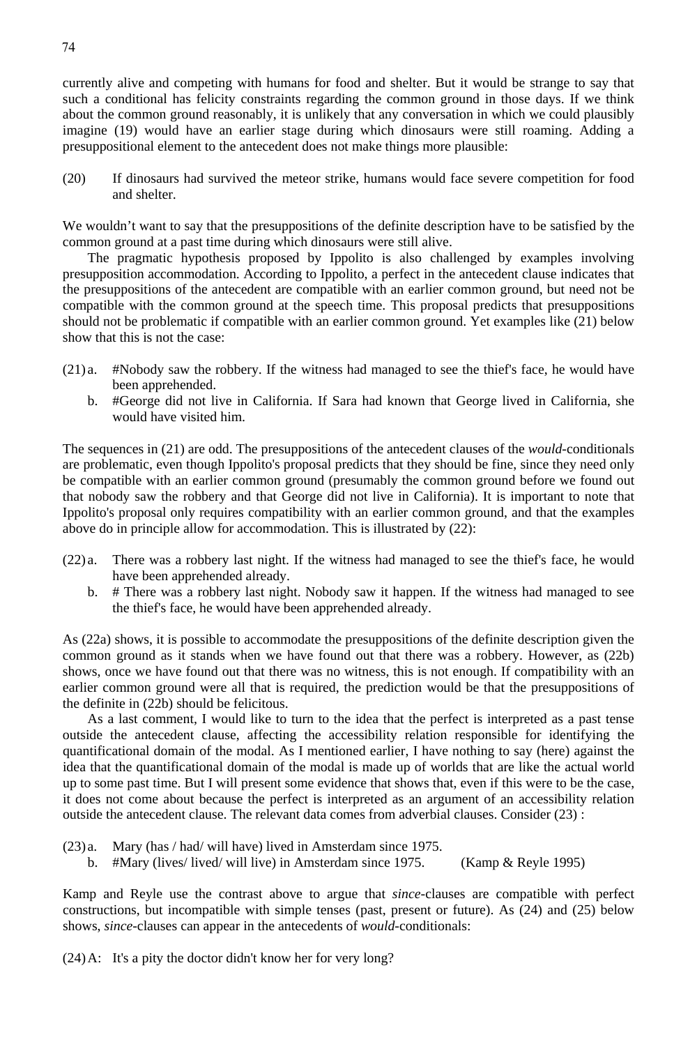currently alive and competing with humans for food and shelter. But it would be strange to say that such a conditional has felicity constraints regarding the common ground in those days. If we think about the common ground reasonably, it is unlikely that any conversation in which we could plausibly imagine (19) would have an earlier stage during which dinosaurs were still roaming. Adding a presuppositional element to the antecedent does not make things more plausible:

(20) If dinosaurs had survived the meteor strike, humans would face severe competition for food and shelter.

We wouldn't want to say that the presuppositions of the definite description have to be satisfied by the common ground at a past time during which dinosaurs were still alive.

The pragmatic hypothesis proposed by Ippolito is also challenged by examples involving presupposition accommodation. According to Ippolito, a perfect in the antecedent clause indicates that the presuppositions of the antecedent are compatible with an earlier common ground, but need not be compatible with the common ground at the speech time. This proposal predicts that presuppositions should not be problematic if compatible with an earlier common ground. Yet examples like (21) below show that this is not the case:

(21) a. #Nobody saw the robbery. If the witness had managed to see the thief's face, he would have been apprehended.
b. #George did not live in California. If Sara had known that George lived in California, she would have visited him.

The sequences in (21) are odd. The presuppositions of the antecedent clauses of the *would*-conditionals are problematic, even though Ippolito's proposal predicts that they should be fine, since they need only be compatible with an earlier common ground (presumably the common ground before we found out that nobody saw the robbery and that George did not live in California). It is important to note that Ippolito's proposal only requires compatibility with an earlier common ground, and that the examples above do in principle allow for accommodation. This is illustrated by (22):

(22) a. There was a robbery last night. If the witness had managed to see the thief's face, he would have been apprehended already.
b. # There was a robbery last night. Nobody saw it happen. If the witness had managed to see the thief's face, he would have been apprehended already.

As (22a) shows, it is possible to accommodate the presuppositions of the definite description given the common ground as it stands when we have found out that there was a robbery. However, as (22b) shows, once we have found out that there was no witness, this is not enough. If compatibility with an earlier common ground were all that is required, the prediction would be that the presuppositions of the definite in (22b) should be felicitous.

As a last comment, I would like to turn to the idea that the perfect is interpreted as a past tense outside the antecedent clause, affecting the accessibility relation responsible for identifying the quantificational domain of the modal. As I mentioned earlier, I have nothing to say (here) against the idea that the quantificational domain of the modal is made up of worlds that are like the actual world up to some past time. But I will present some evidence that shows that, even if this were to be the case, it does not come about because the perfect is interpreted as an argument of an accessibility relation outside the antecedent clause. The relevant data comes from adverbial clauses. Consider (23) :

(23) a. Mary (has / had/ will have) lived in Amsterdam since 1975.
b. #Mary (lives/ lived/ will live) in Amsterdam since 1975. (Kamp & Reyle 1995)

Kamp and Reyle use the contrast above to argue that *since*-clauses are compatible with perfect constructions, but incompatible with simple tenses (past, present or future). As (24) and (25) below shows, *since*-clauses can appear in the antecedents of *would*-conditionals:

(24) A: It's a pity the doctor didn't know her for very long?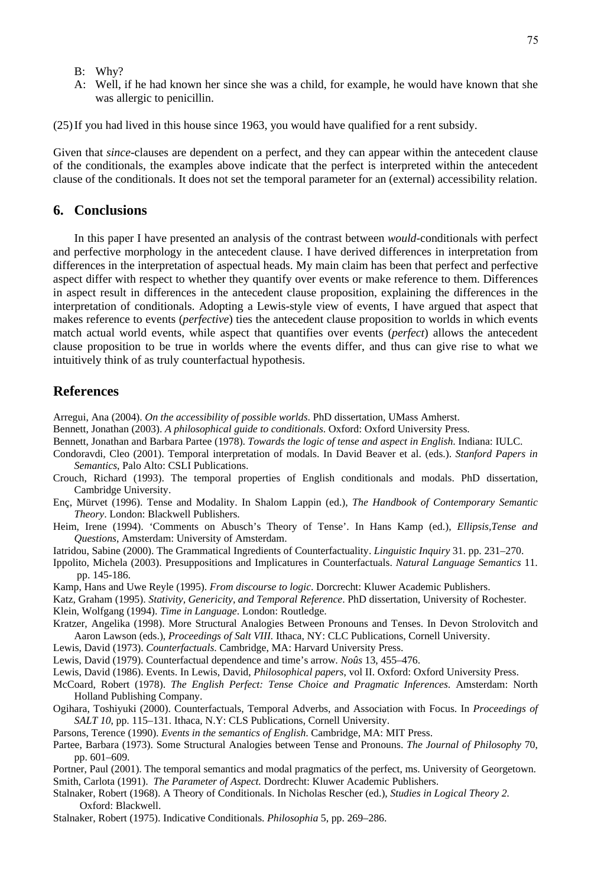B: Why?

A: Well, if he had known her since she was a child, for example, he would have known that she was allergic to penicillin.

(25) If you had lived in this house since 1963, you would have qualified for a rent subsidy.

Given that *since*-clauses are dependent on a perfect, and they can appear within the antecedent clause of the conditionals, the examples above indicate that the perfect is interpreted within the antecedent clause of the conditionals. It does not set the temporal parameter for an (external) accessibility relation.

## 6. Conclusions

In this paper I have presented an analysis of the contrast between *would*-conditionals with perfect and perfective morphology in the antecedent clause. I have derived differences in interpretation from differences in the interpretation of aspectual heads. My main claim has been that perfect and perfective aspect differ with respect to whether they quantify over events or make reference to them. Differences in aspect result in differences in the antecedent clause proposition, explaining the differences in the interpretation of conditionals. Adopting a Lewis-style view of events, I have argued that aspect that makes reference to events (*perfective*) ties the antecedent clause proposition to worlds in which events match actual world events, while aspect that quantifies over events (*perfect*) allows the antecedent clause proposition to be true in worlds where the events differ, and thus can give rise to what we intuitively think of as truly counterfactual hypothesis.

## References

Arregui, Ana (2004). *On the accessibility of possible worlds*. PhD dissertation, UMass Amherst.

Bennett, Jonathan (2003). *A philosophical guide to conditionals*. Oxford: Oxford University Press.

Bennett, Jonathan and Barbara Partee (1978). *Towards the logic of tense and aspect in English*. Indiana: IULC.

Condoravdi, Cleo (2001). Temporal interpretation of modals. In David Beaver et al. (eds.). *Stanford Papers in Semantics*, Palo Alto: CSLI Publications.

Crouch, Richard (1993). The temporal properties of English conditionals and modals. PhD dissertation, Cambridge University.

Enç, Mürvet (1996). Tense and Modality. In Shalom Lappin (ed.), *The Handbook of Contemporary Semantic Theory*. London: Blackwell Publishers.

Heim, Irene (1994). 'Comments on Abusch's Theory of Tense'. In Hans Kamp (ed.), *Ellipsis,Tense and Questions*, Amsterdam: University of Amsterdam.

Iatridou, Sabine (2000). The Grammatical Ingredients of Counterfactuality. *Linguistic Inquiry* 31. pp. 231–270.

Ippolito, Michela (2003). Presuppositions and Implicatures in Counterfactuals. *Natural Language Semantics* 11. pp. 145-186.

Kamp, Hans and Uwe Reyle (1995). *From discourse to logic*. Dorcrecht: Kluwer Academic Publishers.

Katz, Graham (1995). *Stativity, Genericity, and Temporal Reference*. PhD dissertation, University of Rochester.

Klein, Wolfgang (1994). *Time in Language*. London: Routledge.

Kratzer, Angelika (1998). More Structural Analogies Between Pronouns and Tenses. In Devon Strolovitch and Aaron Lawson (eds.), *Proceedings of Salt VIII*. Ithaca, NY: CLC Publications, Cornell University.

Lewis, David (1973). *Counterfactuals*. Cambridge, MA: Harvard University Press.

Lewis, David (1979). Counterfactual dependence and time's arrow. *Noûs* 13, 455–476.

Lewis, David (1986). Events. In Lewis, David, *Philosophical papers*, vol II. Oxford: Oxford University Press.

McCoard, Robert (1978). *The English Perfect: Tense Choice and Pragmatic Inferences*. Amsterdam: North Holland Publishing Company.

Ogihara, Toshiyuki (2000). Counterfactuals, Temporal Adverbs, and Association with Focus. In *Proceedings of SALT 10*, pp. 115–131. Ithaca, N.Y: CLS Publications, Cornell University.

Parsons, Terence (1990). *Events in the semantics of English*. Cambridge, MA: MIT Press.

Partee, Barbara (1973). Some Structural Analogies between Tense and Pronouns. *The Journal of Philosophy* 70, pp. 601–609.

Portner, Paul (2001). The temporal semantics and modal pragmatics of the perfect, ms. University of Georgetown.

Smith, Carlota (1991). *The Parameter of Aspect.* Dordrecht: Kluwer Academic Publishers.

Stalnaker, Robert (1968). A Theory of Conditionals. In Nicholas Rescher (ed.), *Studies in Logical Theory 2*. Oxford: Blackwell.

Stalnaker, Robert (1975). Indicative Conditionals. *Philosophia* 5, pp. 269–286.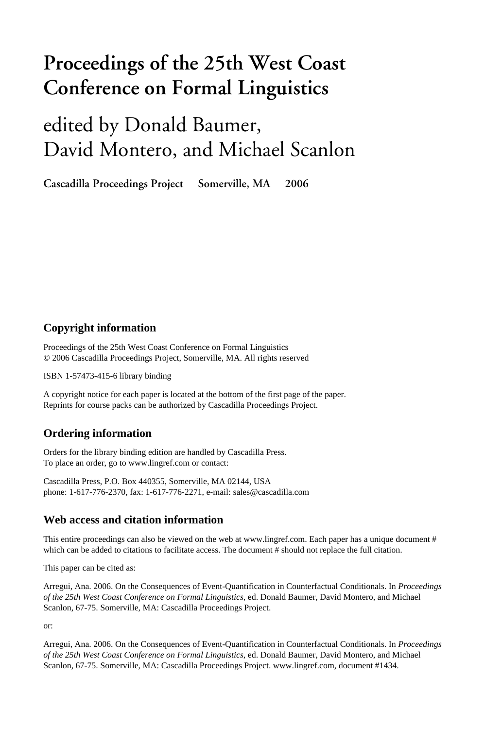# Proceedings of the 25th West Coast Conference on Formal Linguistics

# edited by Donald Baumer, David Montero, and Michael Scanlon

**Cascadilla Proceedings Project Somerville, MA 2006**

## Copyright information

Proceedings of the 25th West Coast Conference on Formal Linguistics
© 2006 Cascadilla Proceedings Project, Somerville, MA. All rights reserved

ISBN 1-57473-415-6 library binding

A copyright notice for each paper is located at the bottom of the first page of the paper.
Reprints for course packs can be authorized by Cascadilla Proceedings Project.

## Ordering information

Orders for the library binding edition are handled by Cascadilla Press.
To place an order, go to www.lingref.com or contact:

Cascadilla Press, P.O. Box 440355, Somerville, MA 02144, USA
phone: 1-617-776-2370, fax: 1-617-776-2271, e-mail: sales@cascadilla.com

## Web access and citation information

This entire proceedings can also be viewed on the web at www.lingref.com. Each paper has a unique document # which can be added to citations to facilitate access. The document # should not replace the full citation.

This paper can be cited as:

Arregui, Ana. 2006. On the Consequences of Event-Quantification in Counterfactual Conditionals. In *Proceedings of the 25th West Coast Conference on Formal Linguistics*, ed. Donald Baumer, David Montero, and Michael Scanlon, 67-75. Somerville, MA: Cascadilla Proceedings Project.

or:

Arregui, Ana. 2006. On the Consequences of Event-Quantification in Counterfactual Conditionals. In *Proceedings of the 25th West Coast Conference on Formal Linguistics*, ed. Donald Baumer, David Montero, and Michael Scanlon, 67-75. Somerville, MA: Cascadilla Proceedings Project. www.lingref.com, document #1434.